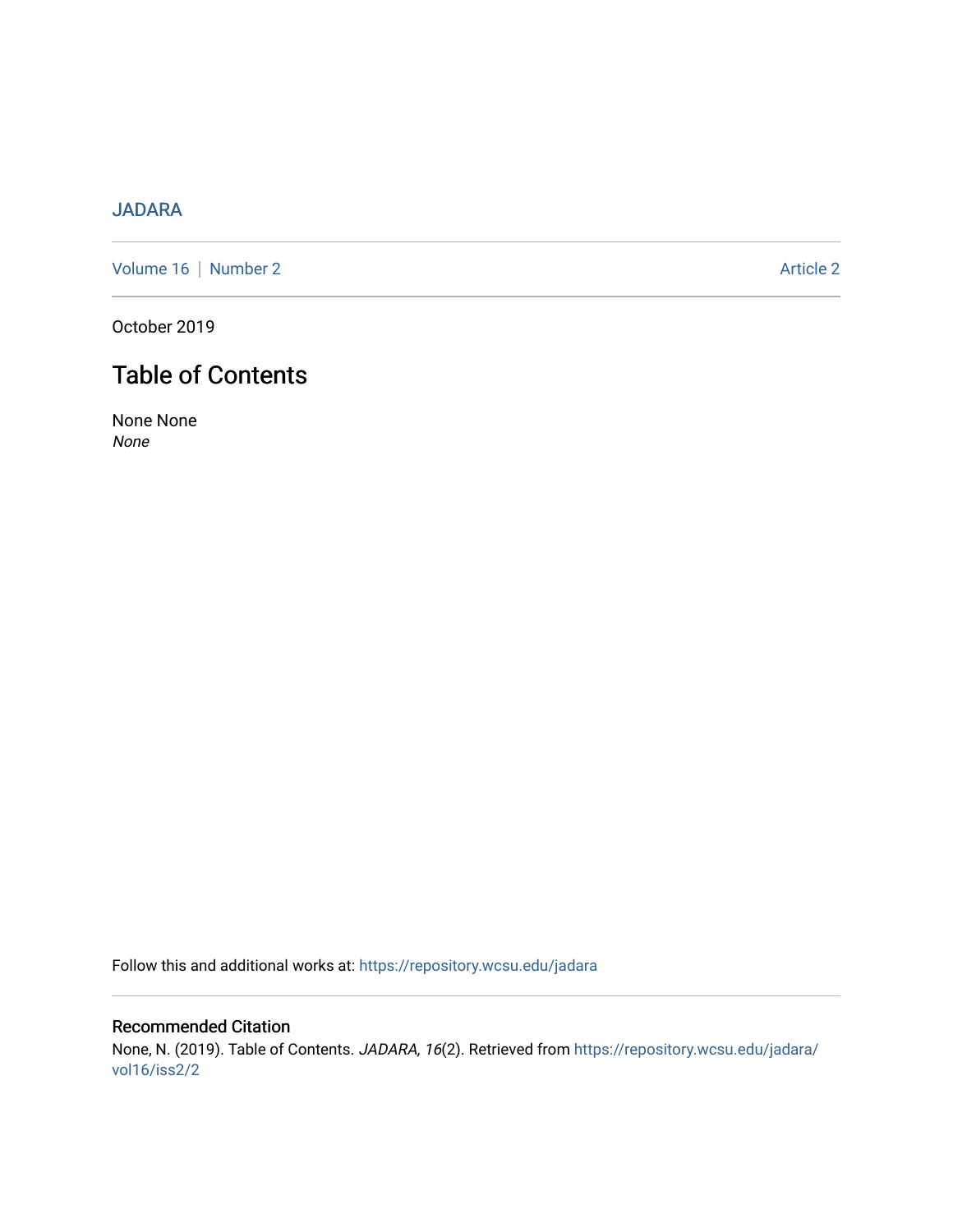JADARA

Volume 16 | Number 2 Article 2

October 2019

# Table of Contents

None None
*None*

Follow this and additional works at: https://repository.wcsu.edu/jadara

## Recommended Citation

None, N. (2019). Table of Contents. *JADARA, 16*(2). Retrieved from https://repository.wcsu.edu/jadara/vol16/iss2/2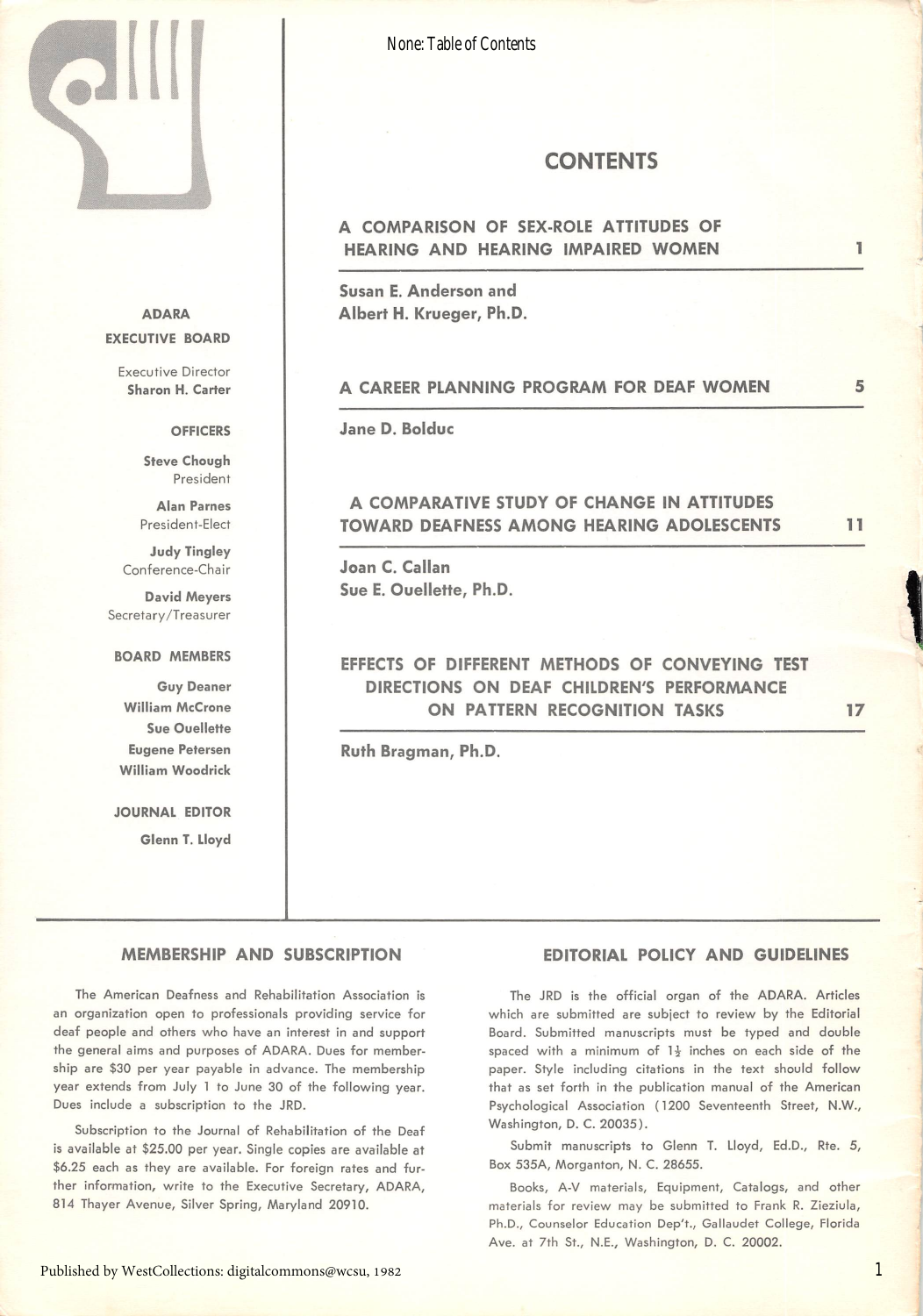# CONTENTS

**A COMPARISON OF SEX-ROLE ATTITUDES OF HEARING AND HEARING IMPAIRED WOMEN** — 1

Susan E. Anderson and
Albert H. Krueger, Ph.D.

**A CAREER PLANNING PROGRAM FOR DEAF WOMEN** — 5

Jane D. Bolduc

**A COMPARATIVE STUDY OF CHANGE IN ATTITUDES TOWARD DEAFNESS AMONG HEARING ADOLESCENTS** — 11

Joan C. Callan
Sue E. Ouellette, Ph.D.

**EFFECTS OF DIFFERENT METHODS OF CONVEYING TEST DIRECTIONS ON DEAF CHILDREN'S PERFORMANCE ON PATTERN RECOGNITION TASKS** — 17

Ruth Bragman, Ph.D.

## ADARA EXECUTIVE BOARD

Executive Director
**Sharon H. Carter**

### OFFICERS

**Steve Chough**
President

**Alan Parnes**
President-Elect

**Judy Tingley**
Conference-Chair

**David Meyers**
Secretary/Treasurer

### BOARD MEMBERS

**Guy Deaner**
**William McCrone**
**Sue Ouellette**
**Eugene Petersen**
**William Woodrick**

### JOURNAL EDITOR

**Glenn T. Lloyd**

## MEMBERSHIP AND SUBSCRIPTION

The American Deafness and Rehabilitation Association is an organization open to professionals providing service for deaf people and others who have an interest in and support the general aims and purposes of ADARA. Dues for membership are $30 per year payable in advance. The membership year extends from July 1 to June 30 of the following year. Dues include a subscription to the JRD.

Subscription to the Journal of Rehabilitation of the Deaf is available at $25.00 per year. Single copies are available at $6.25 each as they are available. For foreign rates and further information, write to the Executive Secretary, ADARA, 814 Thayer Avenue, Silver Spring, Maryland 20910.

## EDITORIAL POLICY AND GUIDELINES

The JRD is the official organ of the ADARA. Articles which are submitted are subject to review by the Editorial Board. Submitted manuscripts must be typed and double spaced with a minimum of 1½ inches on each side of the paper. Style including citations in the text should follow that as set forth in the publication manual of the American Psychological Association (1200 Seventeenth Street, N.W., Washington, D. C. 20035).

Submit manuscripts to Glenn T. Lloyd, Ed.D., Rte. 5, Box 535A, Morganton, N. C. 28655.

Books, A-V materials, Equipment, Catalogs, and other materials for review may be submitted to Frank R. Zieziula, Ph.D., Counselor Education Dep't., Gallaudet College, Florida Ave. at 7th St., N.E., Washington, D. C. 20002.